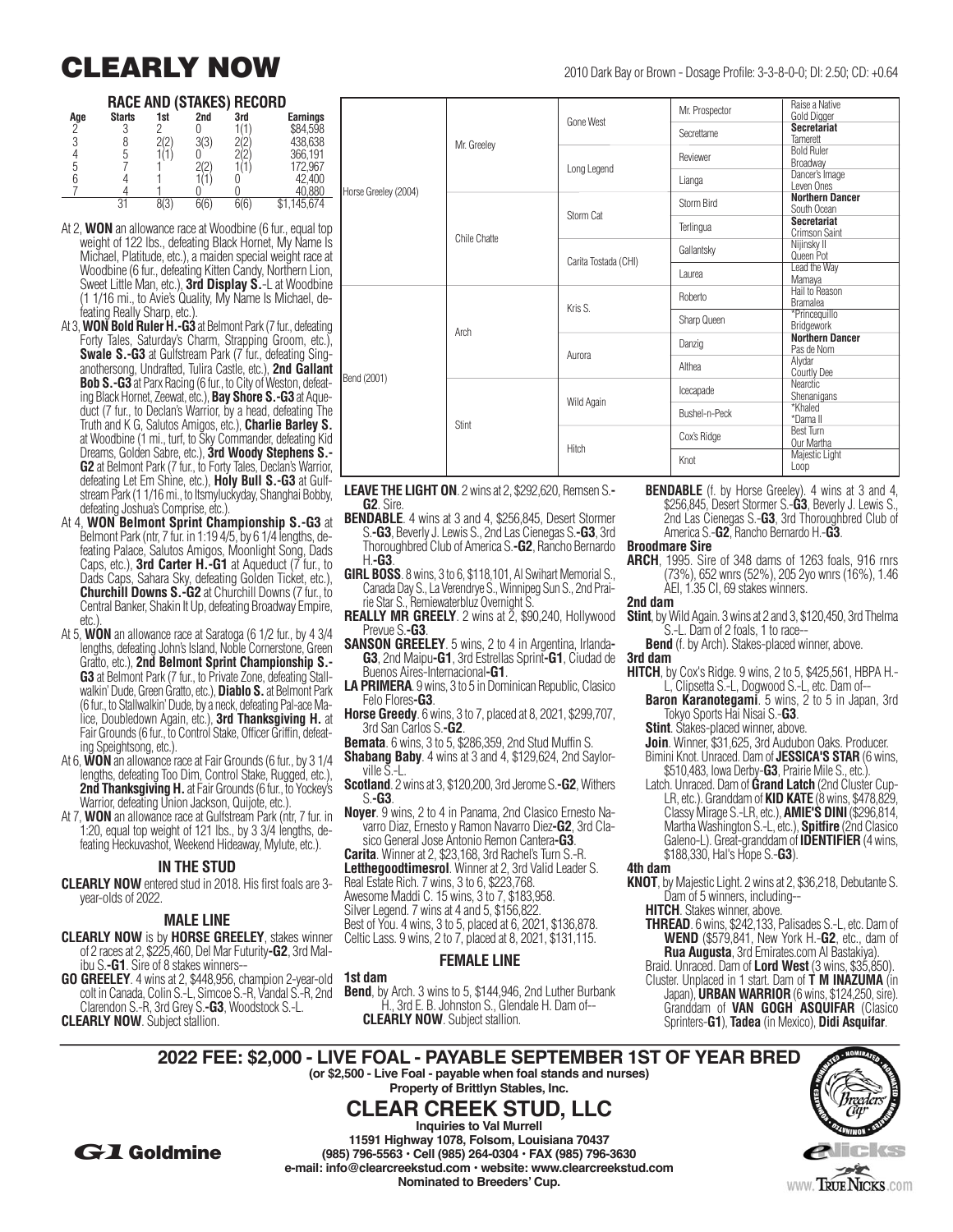# CLEARLY NOW

2010 Dark Bay or Brown - Dosage Profile: 3-3-8-0-0; DI: 2.50; CD: +0.64

### RACE AND (STAKES) RECORD

| Age | Starts | 1st | 2nd | 3rd | Earnings |
|---|---|---|---|---|---|
| 2 | 3 | 2 | 0 | 1(1) | $84,598 |
| 3 | 8 | 2(2) | 3(3) | 2(2) | 438,638 |
| 4 | 5 | 1(1) | 0 | 2(2) | 366,191 |
| 5 | 7 | 1 | 2(2) | 1(1) | 172,967 |
| 6 | 4 | 1 | 1(1) | 0 | 42,400 |
| 7 | 4 | 1 | 0 | 0 | 40,880 |
| | 31 | 8(3) | 6(6) | 6(6) | $1,145,674 |

- At 2, **WON** an allowance race at Woodbine (6 fur., equal top weight of 122 lbs., defeating Black Hornet, My Name Is Michael, Platitude, etc.), a maiden special weight race at Woodbine (6 fur., defeating Kitten Candy, Northern Lion, Sweet Little Man, etc.), **3rd Display S.**-L at Woodbine (1 1/16 mi., to Avie's Quality, My Name Is Michael, defeating Really Sharp, etc.).
- At 3, **WON Bold Ruler H.-G3** at Belmont Park (7 fur., defeating Forty Tales, Saturday's Charm, Strapping Groom, etc.), **Swale S.-G3** at Gulfstream Park (7 fur., defeating Singanothersong, Undrafted, Tulira Castle, etc.), **2nd Gallant Bob S.-G3** at Parx Racing (6 fur., to City of Weston, defeating Black Hornet, Zeewat, etc.), **Bay Shore S.-G3** at Aqueduct (7 fur., to Declan's Warrior, by a head, defeating The Truth and K G, Salutos Amigos, etc.), **Charlie Barley S.** at Woodbine (1 mi., turf, to Sky Commander, defeating Kid Dreams, Golden Sabre, etc.), **3rd Woody Stephens S.-G2** at Belmont Park (7 fur., to Forty Tales, Declan's Warrior, defeating Let Em Shine, etc.), **Holy Bull S.-G3** at Gulfstream Park (1 1/16 mi., to Itsmyluckyday, Shanghai Bobby, defeating Joshua's Comprise, etc.).
- At 4, **WON Belmont Sprint Championship S.-G3** at Belmont Park (ntr, 7 fur. in 1:19 4/5, by 6 1/4 lengths, defeating Palace, Salutos Amigos, Moonlight Song, Dads Caps, etc.), **3rd Carter H.-G1** at Aqueduct (7 fur., to Dads Caps, Sahara Sky, defeating Golden Ticket, etc.), **Churchill Downs S.-G2** at Churchill Downs (7 fur., to Central Banker, Shakin It Up, defeating Broadway Empire, etc.).
- At 5, **WON** an allowance race at Saratoga (6 1/2 fur., by 4 3/4 lengths, defeating John's Island, Noble Cornerstone, Green Gratto, etc.), **2nd Belmont Sprint Championship S.-G3** at Belmont Park (7 fur., to Private Zone, defeating Stallwalkin' Dude, Green Gratto, etc.), **Diablo S.** at Belmont Park (6 fur., to Stallwalkin' Dude, by a neck, defeating Pal-ace Malice, Doubledown Again, etc.), **3rd Thanksgiving H.** at Fair Grounds (6 fur., to Control Stake, Officer Griffin, defeating Speightsong, etc.).
- At 6, **WON** an allowance race at Fair Grounds (6 fur., by 3 1/4 lengths, defeating Too Dim, Control Stake, Rugged, etc.), **2nd Thanksgiving H.** at Fair Grounds (6 fur., to Yockey's Warrior, defeating Union Jackson, Quijote, etc.).
- At 7, **WON** an allowance race at Gulfstream Park (ntr, 7 fur. in 1:20, equal top weight of 121 lbs., by 3 3/4 lengths, defeating Heckuvashot, Weekend Hideaway, Mylute, etc.).

### IN THE STUD

**CLEARLY NOW** entered stud in 2018. His first foals are 3-year-olds of 2022.

### MALE LINE

**CLEARLY NOW** is by **HORSE GREELEY**, stakes winner of 2 races at 2, $225,460, Del Mar Futurity**-G2**, 3rd Malibu S.**-G1**. Sire of 8 stakes winners--

**GO GREELEY**. 4 wins at 2, $448,956, champion 2-year-old colt in Canada, Colin S.-L, Simcoe S.-R, Vandal S.-R, 2nd Clarendon S.-R, 3rd Grey S.**-G3**, Woodstock S.-L.

**CLEARLY NOW**. Subject stallion.

| | | | | |
|---|---|---|---|---|
| Horse Greeley (2004) | Mr. Greeley | Gone West | Mr. Prospector | Raise a Native / Gold Digger |
| | | | Secrettame | **Secretariat** / Tamerett |
| | | Long Legend | Reviewer | Bold Ruler / Broadway |
| | | | Lianga | Dancer's Image / Leven Ones |
| | Chile Chatte | Storm Cat | Storm Bird | **Northern Dancer** / South Ocean |
| | | | Terlingua | **Secretariat** / Crimson Saint |
| | | Carita Tostada (CHI) | Gallantsky | Nijinsky II / Queen Pot |
| | | | Laurea | Lead the Way / Mamaya |
| Bend (2001) | Arch | Kris S. | Roberto | Hail to Reason / Bramalea |
| | | | Sharp Queen | *Princequillo / Bridgework |
| | | Aurora | Danzig | **Northern Dancer** / Pas de Nom |
| | | | Althea | Alydar / Courtly Dee |
| | Stint | Wild Again | Icecapade | Nearctic / Shenanigans |
| | | | Bushel-n-Peck | *Khaled / *Dama II |
| | | Hitch | Cox's Ridge | Best Turn / Our Martha |
| | | | Knot | Majestic Light / Loop |

**LEAVE THE LIGHT ON**. 2 wins at 2, $292,620, Remsen S.**-G2**. Sire.

**BENDABLE**. 4 wins at 3 and 4, $256,845, Desert Stormer S.**-G3**, Beverly J. Lewis S., 2nd Las Cienegas S.**-G3**, 3rd Thoroughbred Club of America S.**-G2**, Rancho Bernardo H.**-G3**.

**GIRL BOSS**. 8 wins, 3 to 6, $118,101, Al Swihart Memorial S., Canada Day S., La Verendrye S., Winnipeg Sun S., 2nd Prairie Star S., Remiewaterbluz Overnight S.

**REALLY MR GREELY**. 2 wins at 2, $90,240, Hollywood Prevue S.**-G3**.

**SANSON GREELEY**. 5 wins, 2 to 4 in Argentina, Irlanda**-G3**, 2nd Maipu**-G1**, 3rd Estrellas Sprint**-G1**, Ciudad de Buenos Aires-Internacional**-G1**.

**LA PRIMERA**. 9 wins, 3 to 5 in Dominican Republic, Clasico Felo Flores**-G3**.

**Horse Greedy**. 6 wins, 3 to 7, placed at 8, 2021, $299,707, 3rd San Carlos S.**-G2**.

**Bemata**. 6 wins, 3 to 5, $286,359, 2nd Stud Muffin S.

**Shabang Baby**. 4 wins at 3 and 4, $129,624, 2nd Saylorville S.-L.

**Scotland**. 2 wins at 3, $120,200, 3rd Jerome S.**-G2**, Withers S.**-G3**.

**Noyer**. 9 wins, 2 to 4 in Panama, 2nd Clasico Ernesto Navarro Diaz, Ernesto y Ramon Navarro Diez**-G2**, 3rd Clasico General Jose Antonio Remon Cantera**-G3**.

**Carita**. Winner at 2, $23,168, 3rd Rachel's Turn S.-R.

**Letthegoodtimesrol**. Winner at 2, 3rd Valid Leader S.

Real Estate Rich. 7 wins, 3 to 6, $223,768.

Awesome Maddi C. 15 wins, 3 to 7, $183,958.

Silver Legend. 7 wins at 4 and 5, $156,822.

Best of You. 4 wins, 3 to 5, placed at 6, 2021, $136,878.

Celtic Lass. 9 wins, 2 to 7, placed at 8, 2021, $131,115.

### FEMALE LINE

**1st dam**

**Bend**, by Arch. 3 wins to 5, $144,946, 2nd Luther Burbank H., 3rd E. B. Johnston S., Glendale H. Dam of--

**CLEARLY NOW**. Subject stallion.

**BENDABLE** (f. by Horse Greeley). 4 wins at 3 and 4, $256,845, Desert Stormer S.-**G3**, Beverly J. Lewis S., 2nd Las Cienegas S.-**G3**, 3rd Thoroughbred Club of America S.-**G2**, Rancho Bernardo H.-**G3**.

**Broodmare Sire**

**ARCH**, 1995. Sire of 348 dams of 1263 foals, 916 rnrs (73%), 652 wnrs (52%), 205 2yo wnrs (16%), 1.46 AEI, 1.35 CI, 69 stakes winners.

**2nd dam**

**Stint**, by Wild Again. 3 wins at 2 and 3, $120,450, 3rd Thelma S.-L. Dam of 2 foals, 1 to race--

**Bend** (f. by Arch). Stakes-placed winner, above.

**3rd dam**

**HITCH**, by Cox's Ridge. 9 wins, 2 to 5, $425,561, HBPA H.-L, Clipsetta S.-L, Dogwood S.-L, etc. Dam of--

**Baron Karanotegami**. 5 wins, 2 to 5 in Japan, 3rd Tokyo Sports Hai Nisai S.-**G3**.

**Stint**. Stakes-placed winner, above.

**Join**. Winner, $31,625, 3rd Audubon Oaks. Producer.

Bimini Knot. Unraced. Dam of **JESSICA'S STAR** (6 wins, $510,483, Iowa Derby-**G3**, Prairie Mile S., etc.).

Latch. Unraced. Dam of **Grand Latch** (2nd Cluster Cup-LR, etc.). Granddam of **KID KATE** (8 wins, $478,829, Classy Mirage S.-LR, etc.), **AMIE'S DINI** ($296,814, Martha Washington S.-L, etc.), **Spitfire** (2nd Clasico Galeno-L). Great-granddam of **IDENTIFIER** (4 wins, $188,330, Hal's Hope S.-**G3**).

**4th dam**

**KNOT**, by Majestic Light. 2 wins at 2, $36,218, Debutante S. Dam of 5 winners, including--

**HITCH**. Stakes winner, above.

**THREAD**. 6 wins, $242,133, Palisades S.-L, etc. Dam of **WEND** ($579,841, New York H.-**G2**, etc., dam of **Rua Augusta**, 3rd Emirates.com Al Bastakiya).

Braid. Unraced. Dam of **Lord West** (3 wins, $35,850).

Cluster. Unplaced in 1 start. Dam of **T M INAZUMA** (in Japan), **URBAN WARRIOR** (6 wins, $124,250, sire). Granddam of **VAN GOGH ASQUIFAR** (Clasico Sprinters-**G1**), **Tadea** (in Mexico), **Didi Asquifar**.

## 2022 FEE: $2,000 - LIVE FOAL - PAYABLE SEPTEMBER 1ST OF YEAR BRED

**(or $2,500 - Live Foal - payable when foal stands and nurses)**

**Property of Brittlyn Stables, Inc.**

## CLEAR CREEK STUD, LLC

**Inquiries to Val Murrell**

**11591 Highway 1078, Folsom, Louisiana 70437**

**(985) 796-5563 • Cell (985) 264-0304 • FAX (985) 796-3630**

**e-mail: info@clearcreekstud.com • website: www.clearcreekstud.com**

**Nominated to Breeders' Cup.**

G1 Goldmine

eNicks

www.TRUENICKS.com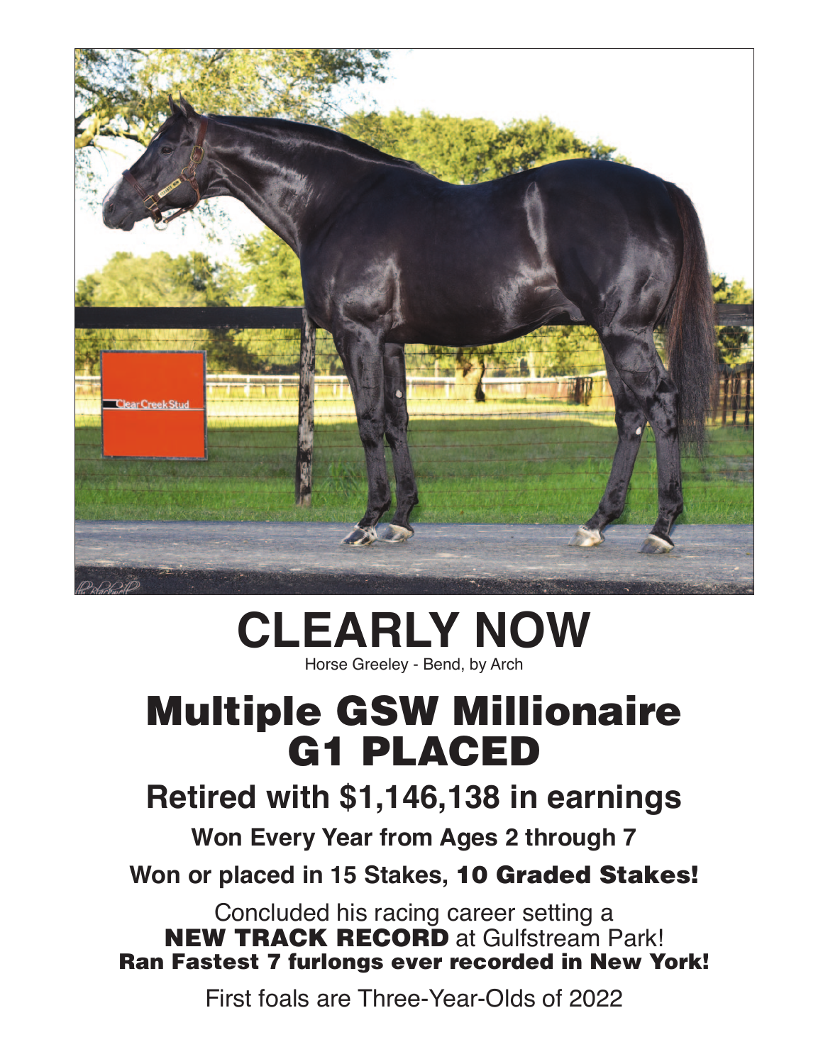# CLEARLY NOW

Horse Greeley - Bend, by Arch

## Multiple GSW Millionaire
## G1 PLACED

### Retired with $1,146,138 in earnings

**Won Every Year from Ages 2 through 7**

**Won or placed in 15 Stakes, 10 Graded Stakes!**

Concluded his racing career setting a
**NEW TRACK RECORD** at Gulfstream Park!
**Ran Fastest 7 furlongs ever recorded in New York!**

First foals are Three-Year-Olds of 2022